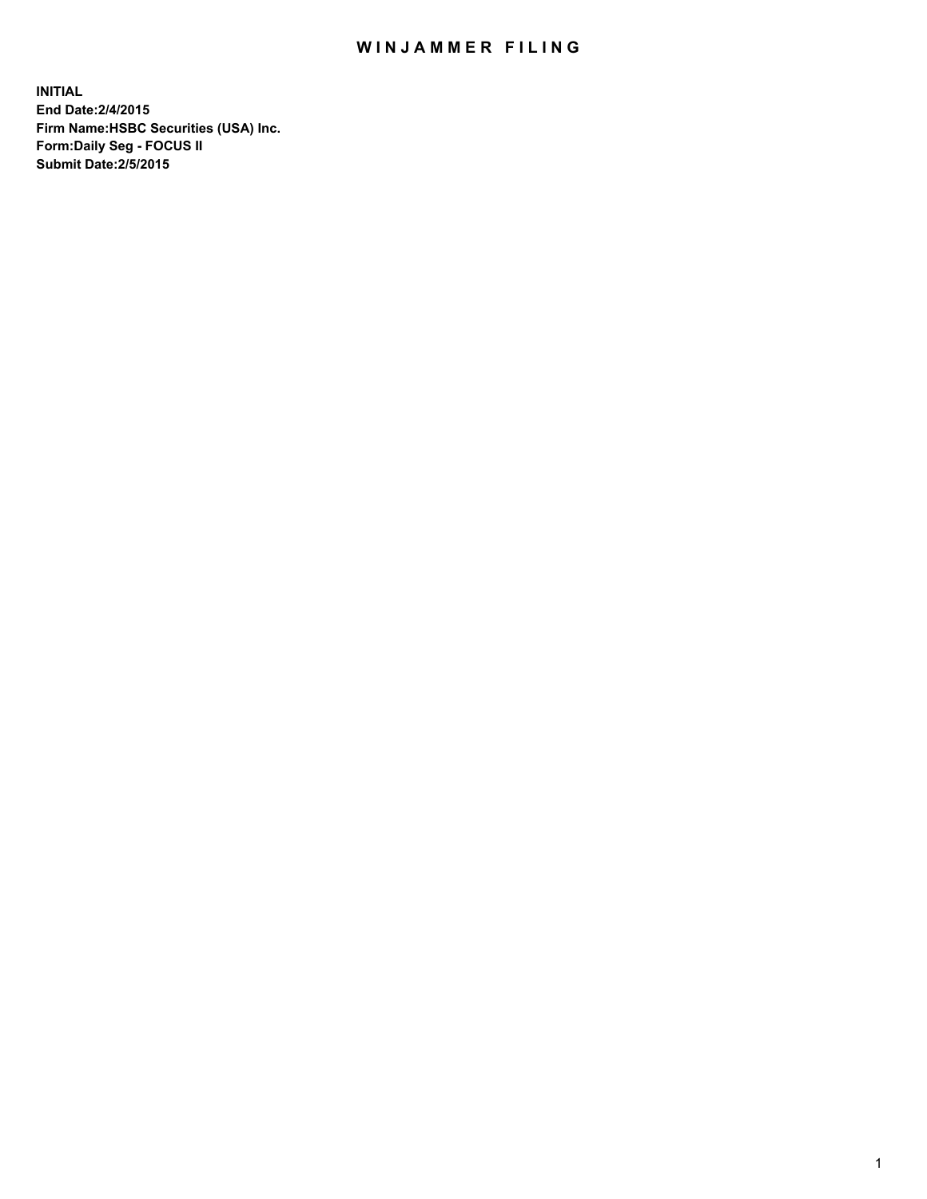# WINJAMMER FILING

**INITIAL**
**End Date:2/4/2015**
**Firm Name:HSBC Securities (USA) Inc.**
**Form:Daily Seg - FOCUS II**
**Submit Date:2/5/2015**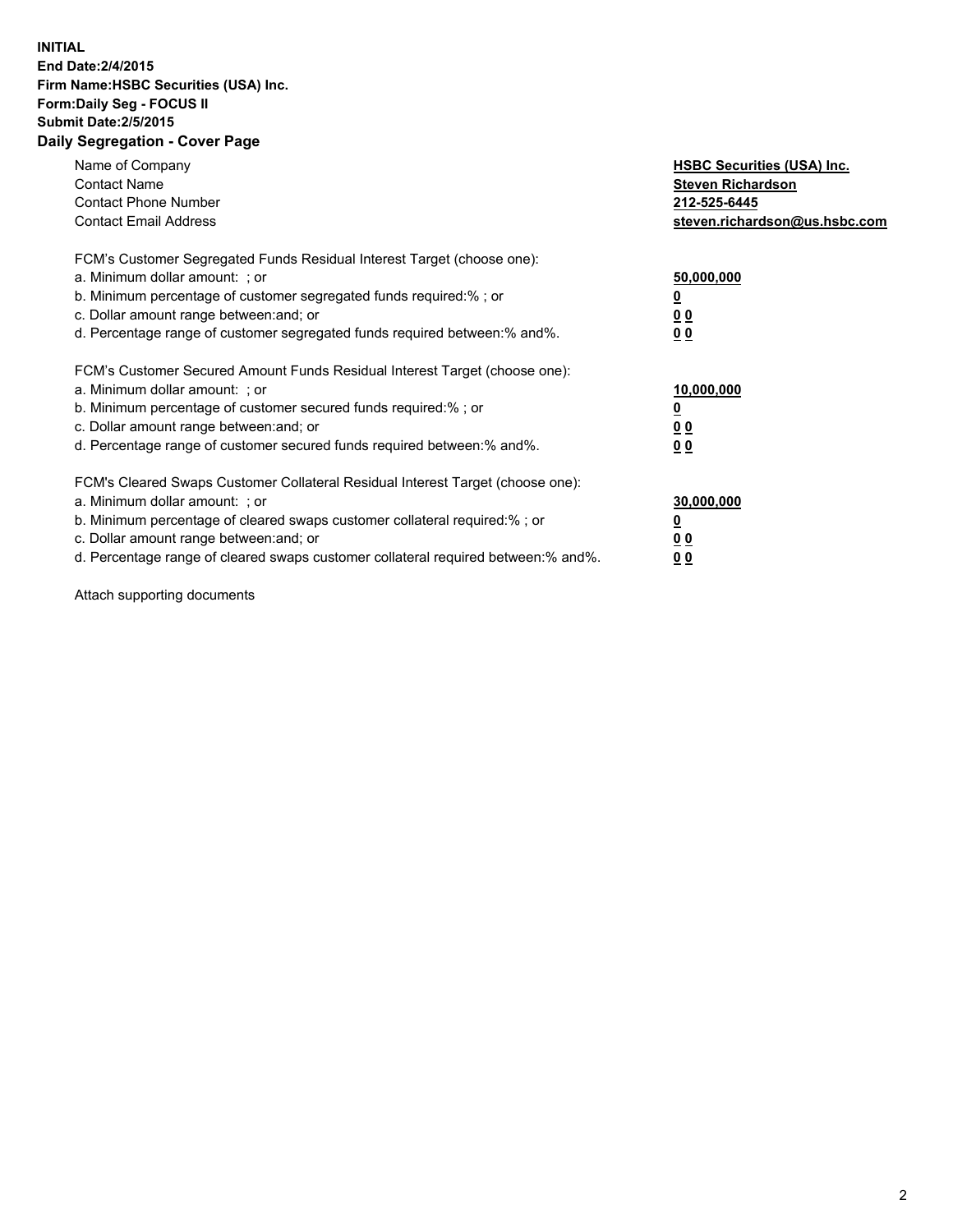**INITIAL**
**End Date:2/4/2015**
**Firm Name:HSBC Securities (USA) Inc.**
**Form:Daily Seg - FOCUS II**
**Submit Date:2/5/2015**

## Daily Segregation - Cover Page

| | |
|---|---|
| Name of Company | **HSBC Securities (USA) Inc.** |
| Contact Name | **Steven Richardson** |
| Contact Phone Number | **212-525-6445** |
| Contact Email Address | **steven.richardson@us.hsbc.com** |

| | |
|---|---|
| FCM's Customer Segregated Funds Residual Interest Target (choose one): | |
| a. Minimum dollar amount: ; or | **50,000,000** |
| b. Minimum percentage of customer segregated funds required:% ; or | **0** |
| c. Dollar amount range between:and; or | **0 0** |
| d. Percentage range of customer segregated funds required between:% and%. | **0 0** |

| | |
|---|---|
| FCM's Customer Secured Amount Funds Residual Interest Target (choose one): | |
| a. Minimum dollar amount: ; or | **10,000,000** |
| b. Minimum percentage of customer secured funds required:% ; or | **0** |
| c. Dollar amount range between:and; or | **0 0** |
| d. Percentage range of customer secured funds required between:% and%. | **0 0** |

| | |
|---|---|
| FCM's Cleared Swaps Customer Collateral Residual Interest Target (choose one): | |
| a. Minimum dollar amount: ; or | **30,000,000** |
| b. Minimum percentage of cleared swaps customer collateral required:% ; or | **0** |
| c. Dollar amount range between:and; or | **0 0** |
| d. Percentage range of cleared swaps customer collateral required between:% and%. | **0 0** |

Attach supporting documents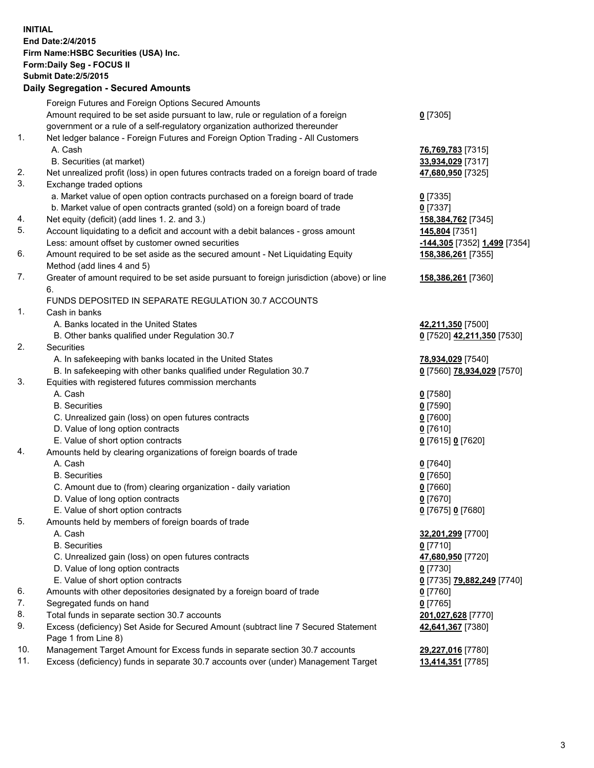**INITIAL**
**End Date:2/4/2015**
**Firm Name:HSBC Securities (USA) Inc.**
**Form:Daily Seg - FOCUS II**
**Submit Date:2/5/2015**

### Daily Segregation - Secured Amounts

| | | |
|---|---|---|
| | Foreign Futures and Foreign Options Secured Amounts | |
| | Amount required to be set aside pursuant to law, rule or regulation of a foreign government or a rule of a self-regulatory organization authorized thereunder | **0** [7305] |
| 1. | Net ledger balance - Foreign Futures and Foreign Option Trading - All Customers | |
| | A. Cash | **76,769,783** [7315] |
| | B. Securities (at market) | **33,934,029** [7317] |
| 2. | Net unrealized profit (loss) in open futures contracts traded on a foreign board of trade | **47,680,950** [7325] |
| 3. | Exchange traded options | |
| | a. Market value of open option contracts purchased on a foreign board of trade | **0** [7335] |
| | b. Market value of open contracts granted (sold) on a foreign board of trade | **0** [7337] |
| 4. | Net equity (deficit) (add lines 1. 2. and 3.) | **158,384,762** [7345] |
| 5. | Account liquidating to a deficit and account with a debit balances - gross amount | **145,804** [7351] |
| | Less: amount offset by customer owned securities | **-144,305** [7352] **1,499** [7354] |
| 6. | Amount required to be set aside as the secured amount - Net Liquidating Equity Method (add lines 4 and 5) | **158,386,261** [7355] |
| 7. | Greater of amount required to be set aside pursuant to foreign jurisdiction (above) or line 6. | **158,386,261** [7360] |
| | FUNDS DEPOSITED IN SEPARATE REGULATION 30.7 ACCOUNTS | |
| 1. | Cash in banks | |
| | A. Banks located in the United States | **42,211,350** [7500] |
| | B. Other banks qualified under Regulation 30.7 | **0** [7520] **42,211,350** [7530] |
| 2. | Securities | |
| | A. In safekeeping with banks located in the United States | **78,934,029** [7540] |
| | B. In safekeeping with other banks qualified under Regulation 30.7 | **0** [7560] **78,934,029** [7570] |
| 3. | Equities with registered futures commission merchants | |
| | A. Cash | **0** [7580] |
| | B. Securities | **0** [7590] |
| | C. Unrealized gain (loss) on open futures contracts | **0** [7600] |
| | D. Value of long option contracts | **0** [7610] |
| | E. Value of short option contracts | **0** [7615] **0** [7620] |
| 4. | Amounts held by clearing organizations of foreign boards of trade | |
| | A. Cash | **0** [7640] |
| | B. Securities | **0** [7650] |
| | C. Amount due to (from) clearing organization - daily variation | **0** [7660] |
| | D. Value of long option contracts | **0** [7670] |
| | E. Value of short option contracts | **0** [7675] **0** [7680] |
| 5. | Amounts held by members of foreign boards of trade | |
| | A. Cash | **32,201,299** [7700] |
| | B. Securities | **0** [7710] |
| | C. Unrealized gain (loss) on open futures contracts | **47,680,950** [7720] |
| | D. Value of long option contracts | **0** [7730] |
| | E. Value of short option contracts | **0** [7735] **79,882,249** [7740] |
| 6. | Amounts with other depositories designated by a foreign board of trade | **0** [7760] |
| 7. | Segregated funds on hand | **0** [7765] |
| 8. | Total funds in separate section 30.7 accounts | **201,027,628** [7770] |
| 9. | Excess (deficiency) Set Aside for Secured Amount (subtract line 7 Secured Statement Page 1 from Line 8) | **42,641,367** [7380] |
| 10. | Management Target Amount for Excess funds in separate section 30.7 accounts | **29,227,016** [7780] |
| 11. | Excess (deficiency) funds in separate 30.7 accounts over (under) Management Target | **13,414,351** [7785] |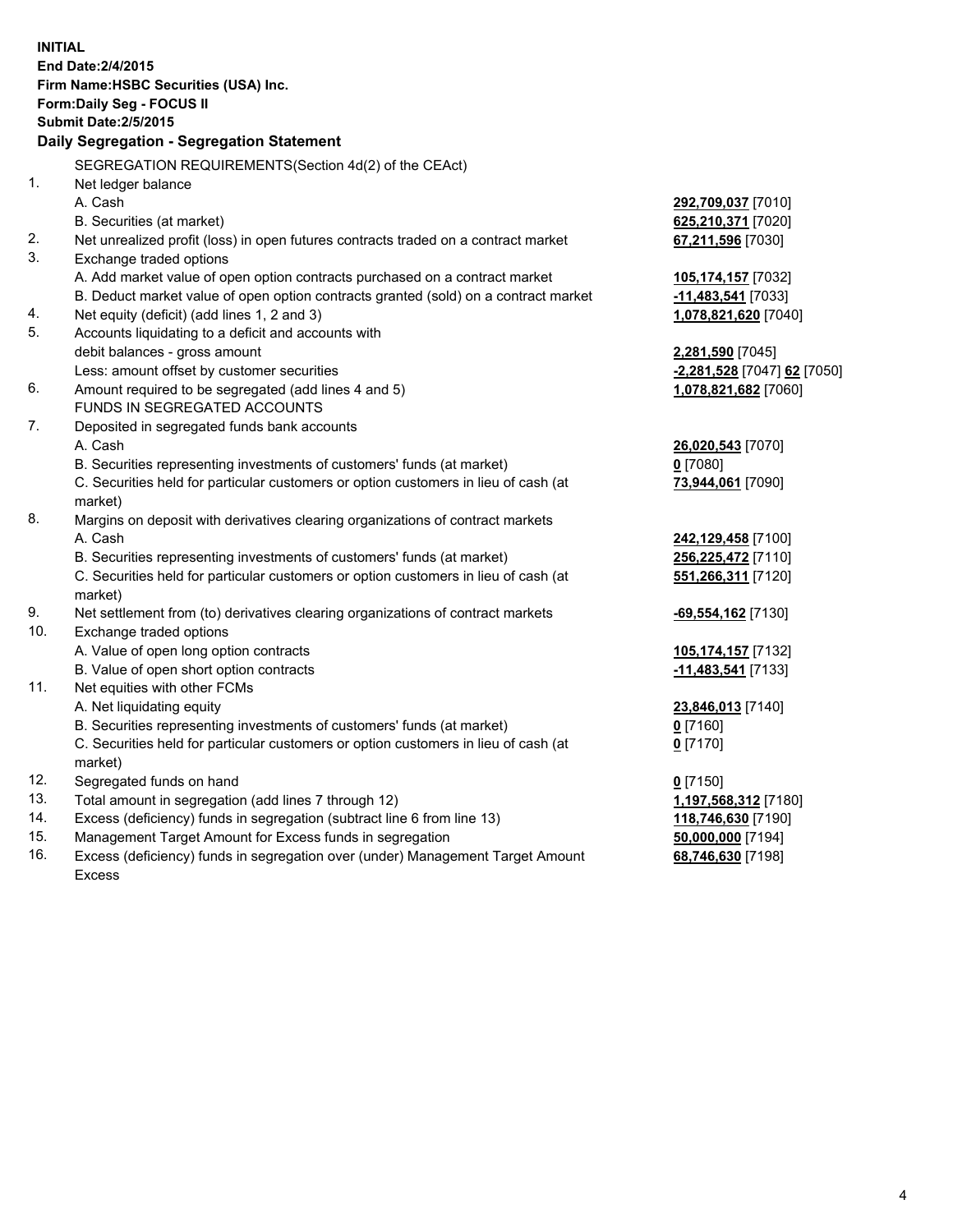**INITIAL**
**End Date:2/4/2015**
**Firm Name:HSBC Securities (USA) Inc.**
**Form:Daily Seg - FOCUS II**
**Submit Date:2/5/2015**

## Daily Segregation - Segregation Statement

SEGREGATION REQUIREMENTS(Section 4d(2) of the CEAct)

| | | |
|---|---|---|
| 1. | Net ledger balance | |
| | A. Cash | **292,709,037** [7010] |
| | B. Securities (at market) | **625,210,371** [7020] |
| 2. | Net unrealized profit (loss) in open futures contracts traded on a contract market | **67,211,596** [7030] |
| 3. | Exchange traded options | |
| | A. Add market value of open option contracts purchased on a contract market | **105,174,157** [7032] |
| | B. Deduct market value of open option contracts granted (sold) on a contract market | **-11,483,541** [7033] |
| 4. | Net equity (deficit) (add lines 1, 2 and 3) | **1,078,821,620** [7040] |
| 5. | Accounts liquidating to a deficit and accounts with debit balances - gross amount | **2,281,590** [7045] |
| | Less: amount offset by customer securities | **-2,281,528** [7047] **62** [7050] |
| 6. | Amount required to be segregated (add lines 4 and 5) | **1,078,821,682** [7060] |
| | FUNDS IN SEGREGATED ACCOUNTS | |
| 7. | Deposited in segregated funds bank accounts | |
| | A. Cash | **26,020,543** [7070] |
| | B. Securities representing investments of customers' funds (at market) | **0** [7080] |
| | C. Securities held for particular customers or option customers in lieu of cash (at market) | **73,944,061** [7090] |
| 8. | Margins on deposit with derivatives clearing organizations of contract markets | |
| | A. Cash | **242,129,458** [7100] |
| | B. Securities representing investments of customers' funds (at market) | **256,225,472** [7110] |
| | C. Securities held for particular customers or option customers in lieu of cash (at market) | **551,266,311** [7120] |
| 9. | Net settlement from (to) derivatives clearing organizations of contract markets | **-69,554,162** [7130] |
| 10. | Exchange traded options | |
| | A. Value of open long option contracts | **105,174,157** [7132] |
| | B. Value of open short option contracts | **-11,483,541** [7133] |
| 11. | Net equities with other FCMs | |
| | A. Net liquidating equity | **23,846,013** [7140] |
| | B. Securities representing investments of customers' funds (at market) | **0** [7160] |
| | C. Securities held for particular customers or option customers in lieu of cash (at market) | **0** [7170] |
| 12. | Segregated funds on hand | **0** [7150] |
| 13. | Total amount in segregation (add lines 7 through 12) | **1,197,568,312** [7180] |
| 14. | Excess (deficiency) funds in segregation (subtract line 6 from line 13) | **118,746,630** [7190] |
| 15. | Management Target Amount for Excess funds in segregation | **50,000,000** [7194] |
| 16. | Excess (deficiency) funds in segregation over (under) Management Target Amount Excess | **68,746,630** [7198] |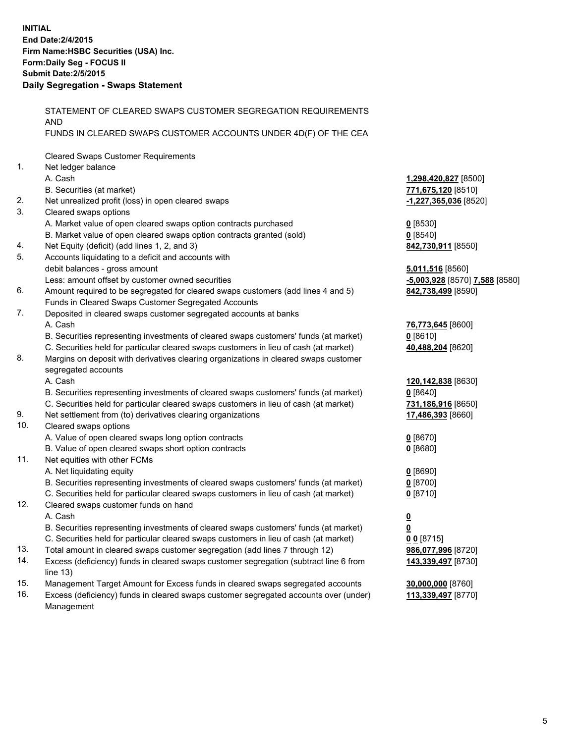**INITIAL**
**End Date:2/4/2015**
**Firm Name:HSBC Securities (USA) Inc.**
**Form:Daily Seg - FOCUS II**
**Submit Date:2/5/2015**
**Daily Segregation - Swaps Statement**

STATEMENT OF CLEARED SWAPS CUSTOMER SEGREGATION REQUIREMENTS AND FUNDS IN CLEARED SWAPS CUSTOMER ACCOUNTS UNDER 4D(F) OF THE CEA

| | | |
|---|---|---|
| | Cleared Swaps Customer Requirements | |
| 1. | Net ledger balance | |
| | A. Cash | **1,298,420,827** [8500] |
| | B. Securities (at market) | **771,675,120** [8510] |
| 2. | Net unrealized profit (loss) in open cleared swaps | **-1,227,365,036** [8520] |
| 3. | Cleared swaps options | |
| | A. Market value of open cleared swaps option contracts purchased | **0** [8530] |
| | B. Market value of open cleared swaps option contracts granted (sold) | **0** [8540] |
| 4. | Net Equity (deficit) (add lines 1, 2, and 3) | **842,730,911** [8550] |
| 5. | Accounts liquidating to a deficit and accounts with debit balances - gross amount | **5,011,516** [8560] |
| | Less: amount offset by customer owned securities | **-5,003,928** [8570] **7,588** [8580] |
| 6. | Amount required to be segregated for cleared swaps customers (add lines 4 and 5) | **842,738,499** [8590] |
| | Funds in Cleared Swaps Customer Segregated Accounts | |
| 7. | Deposited in cleared swaps customer segregated accounts at banks | |
| | A. Cash | **76,773,645** [8600] |
| | B. Securities representing investments of cleared swaps customers' funds (at market) | **0** [8610] |
| | C. Securities held for particular cleared swaps customers in lieu of cash (at market) | **40,488,204** [8620] |
| 8. | Margins on deposit with derivatives clearing organizations in cleared swaps customer segregated accounts | |
| | A. Cash | **120,142,838** [8630] |
| | B. Securities representing investments of cleared swaps customers' funds (at market) | **0** [8640] |
| | C. Securities held for particular cleared swaps customers in lieu of cash (at market) | **731,186,916** [8650] |
| 9. | Net settlement from (to) derivatives clearing organizations | **17,486,393** [8660] |
| 10. | Cleared swaps options | |
| | A. Value of open cleared swaps long option contracts | **0** [8670] |
| | B. Value of open cleared swaps short option contracts | **0** [8680] |
| 11. | Net equities with other FCMs | |
| | A. Net liquidating equity | **0** [8690] |
| | B. Securities representing investments of cleared swaps customers' funds (at market) | **0** [8700] |
| | C. Securities held for particular cleared swaps customers in lieu of cash (at market) | **0** [8710] |
| 12. | Cleared swaps customer funds on hand | |
| | A. Cash | **0** |
| | B. Securities representing investments of cleared swaps customers' funds (at market) | **0** |
| | C. Securities held for particular cleared swaps customers in lieu of cash (at market) | **0** **0** [8715] |
| 13. | Total amount in cleared swaps customer segregation (add lines 7 through 12) | **986,077,996** [8720] |
| 14. | Excess (deficiency) funds in cleared swaps customer segregation (subtract line 6 from line 13) | **143,339,497** [8730] |
| 15. | Management Target Amount for Excess funds in cleared swaps segregated accounts | **30,000,000** [8760] |
| 16. | Excess (deficiency) funds in cleared swaps customer segregated accounts over (under) Management | **113,339,497** [8770] |